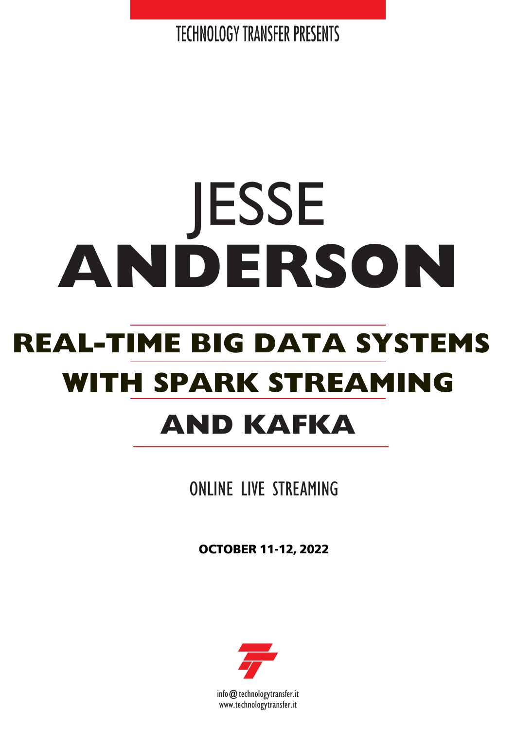TECHNOLOGY TRANSFER PRESENTS

# JESSE
# ANDERSON

## REAL-TIME BIG DATA SYSTEMS WITH SPARK STREAMING AND KAFKA

ONLINE LIVE STREAMING

**OCTOBER 11-12, 2022**

info@technologytransfer.it
www.technologytransfer.it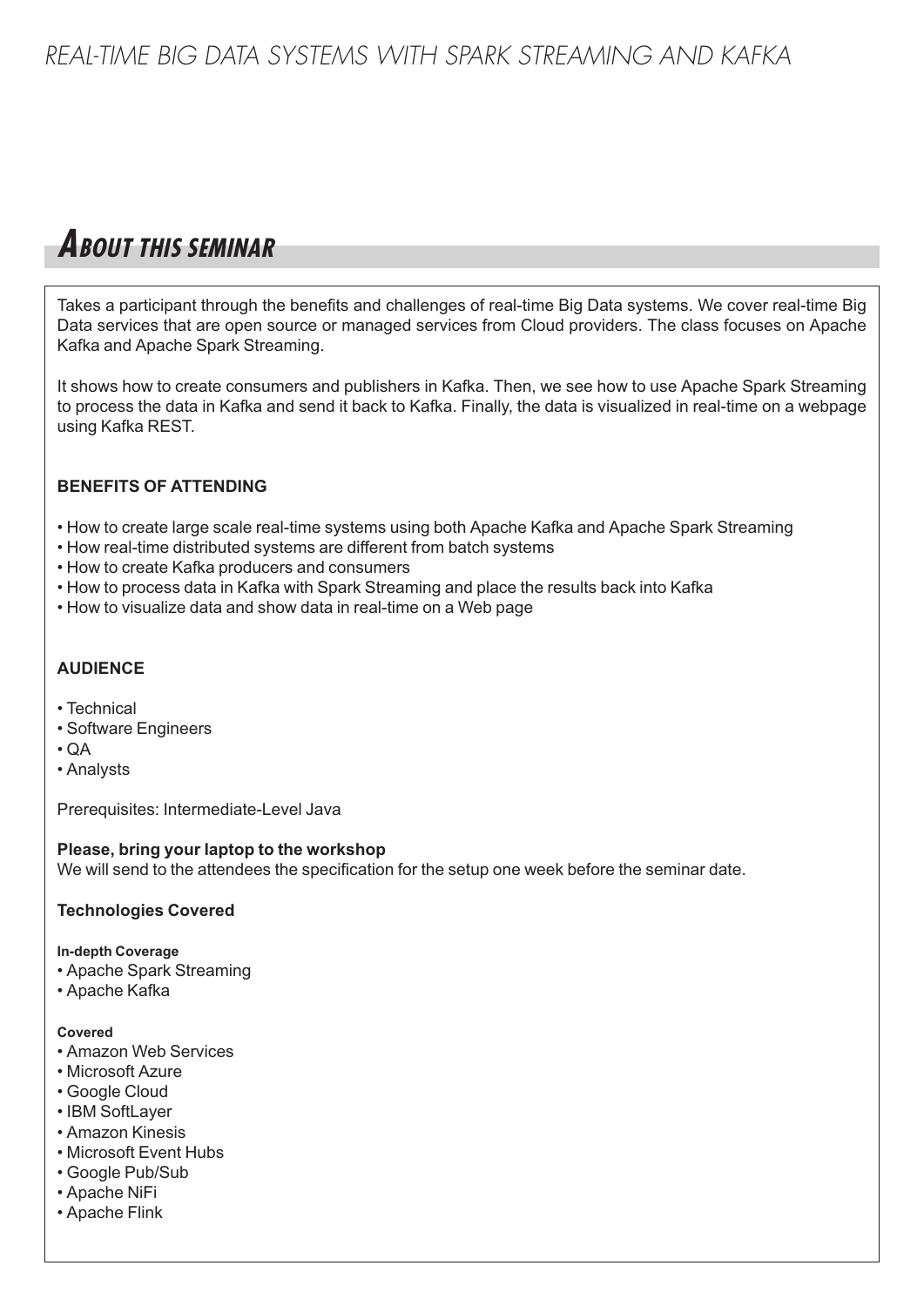# About this seminar

Takes a participant through the benefits and challenges of real-time Big Data systems. We cover real-time Big Data services that are open source or managed services from Cloud providers. The class focuses on Apache Kafka and Apache Spark Streaming.

It shows how to create consumers and publishers in Kafka. Then, we see how to use Apache Spark Streaming to process the data in Kafka and send it back to Kafka. Finally, the data is visualized in real-time on a webpage using Kafka REST.

**BENEFITS OF ATTENDING**

- How to create large scale real-time systems using both Apache Kafka and Apache Spark Streaming
- How real-time distributed systems are different from batch systems
- How to create Kafka producers and consumers
- How to process data in Kafka with Spark Streaming and place the results back into Kafka
- How to visualize data and show data in real-time on a Web page

**AUDIENCE**

- Technical
- Software Engineers
- QA
- Analysts

Prerequisites: Intermediate-Level Java

**Please, bring your laptop to the workshop**
We will send to the attendees the specification for the setup one week before the seminar date.

**Technologies Covered**

**In-depth Coverage**
- Apache Spark Streaming
- Apache Kafka

**Covered**
- Amazon Web Services
- Microsoft Azure
- Google Cloud
- IBM SoftLayer
- Amazon Kinesis
- Microsoft Event Hubs
- Google Pub/Sub
- Apache NiFi
- Apache Flink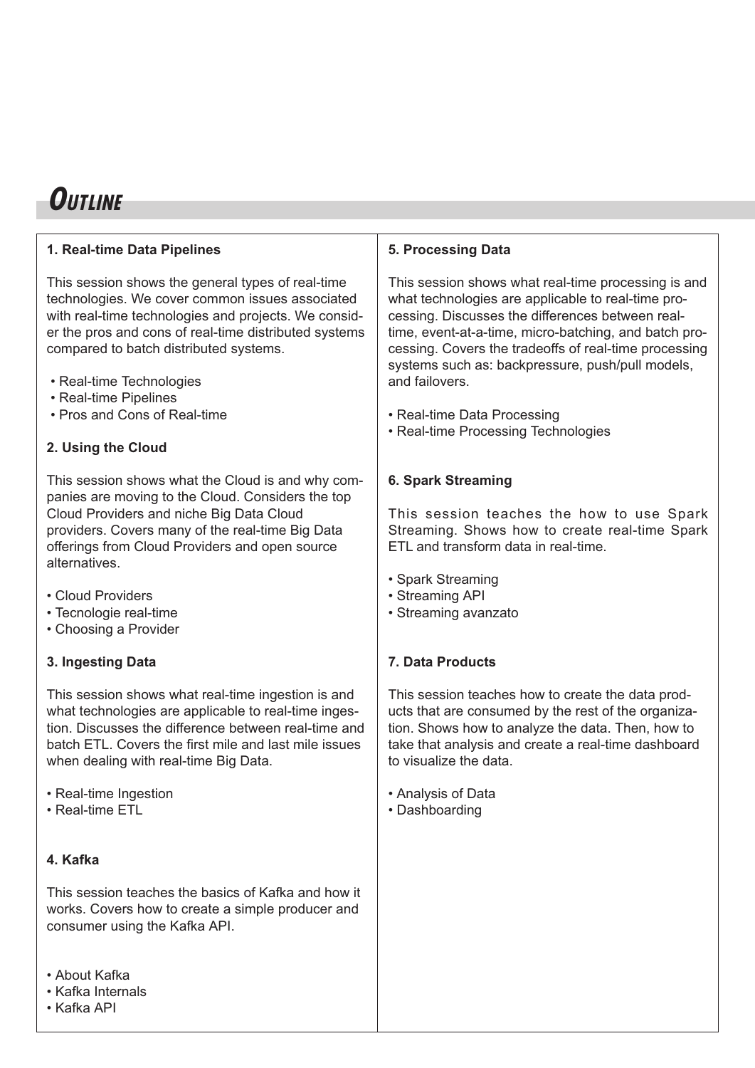# Outline

### 1. Real-time Data Pipelines

This session shows the general types of real-time technologies. We cover common issues associated with real-time technologies and projects. We consider the pros and cons of real-time distributed systems compared to batch distributed systems.

- Real-time Technologies
- Real-time Pipelines
- Pros and Cons of Real-time

### 2. Using the Cloud

This session shows what the Cloud is and why companies are moving to the Cloud. Considers the top Cloud Providers and niche Big Data Cloud providers. Covers many of the real-time Big Data offerings from Cloud Providers and open source alternatives.

- Cloud Providers
- Tecnologie real-time
- Choosing a Provider

### 3. Ingesting Data

This session shows what real-time ingestion is and what technologies are applicable to real-time ingestion. Discusses the difference between real-time and batch ETL. Covers the first mile and last mile issues when dealing with real-time Big Data.

- Real-time Ingestion
- Real-time ETL

### 4. Kafka

This session teaches the basics of Kafka and how it works. Covers how to create a simple producer and consumer using the Kafka API.

- About Kafka
- Kafka Internals
- Kafka API

### 5. Processing Data

This session shows what real-time processing is and what technologies are applicable to real-time processing. Discusses the differences between real-time, event-at-a-time, micro-batching, and batch processing. Covers the tradeoffs of real-time processing systems such as: backpressure, push/pull models, and failovers.

- Real-time Data Processing
- Real-time Processing Technologies

### 6. Spark Streaming

This session teaches the how to use Spark Streaming. Shows how to create real-time Spark ETL and transform data in real-time.

- Spark Streaming
- Streaming API
- Streaming avanzato

### 7. Data Products

This session teaches how to create the data products that are consumed by the rest of the organization. Shows how to analyze the data. Then, how to take that analysis and create a real-time dashboard to visualize the data.

- Analysis of Data
- Dashboarding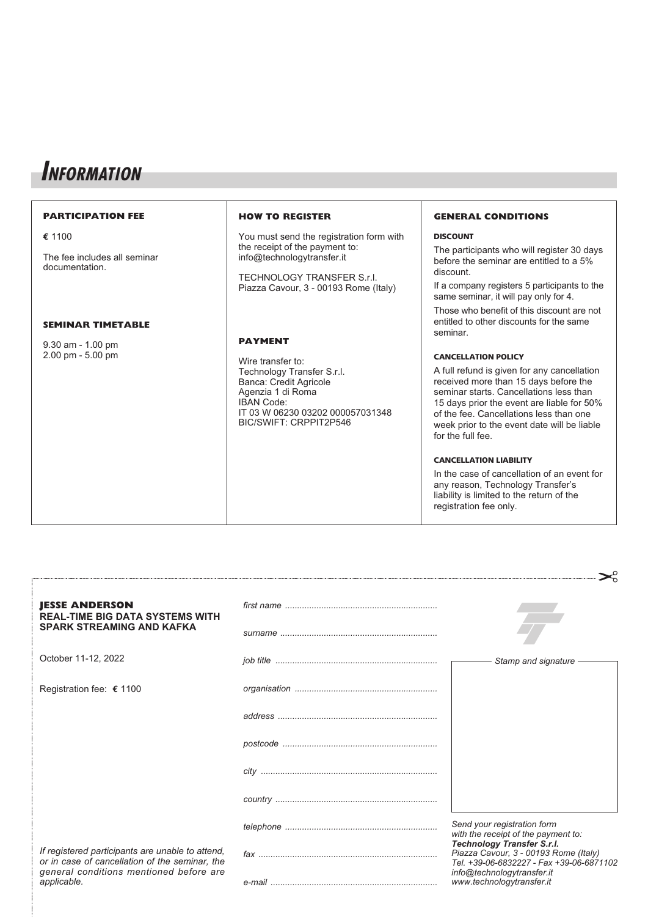# INFORMATION

### PARTICIPATION FEE

€ 1100

The fee includes all seminar documentation.

### SEMINAR TIMETABLE

9.30 am - 1.00 pm
2.00 pm - 5.00 pm

### HOW TO REGISTER

You must send the registration form with the receipt of the payment to:
info@technologytransfer.it

TECHNOLOGY TRANSFER S.r.l.
Piazza Cavour, 3 - 00193 Rome (Italy)

### PAYMENT

Wire transfer to:
Technology Transfer S.r.l.
Banca: Credit Agricole
Agenzia 1 di Roma
IBAN Code:
IT 03 W 06230 03202 000057031348
BIC/SWIFT: CRPPIT2P546

### GENERAL CONDITIONS

**DISCOUNT**

The participants who will register 30 days before the seminar are entitled to a 5% discount.

If a company registers 5 participants to the same seminar, it will pay only for 4.

Those who benefit of this discount are not entitled to other discounts for the same seminar.

**CANCELLATION POLICY**

A full refund is given for any cancellation received more than 15 days before the seminar starts. Cancellations less than 15 days prior the event are liable for 50% of the fee. Cancellations less than one week prior to the event date will be liable for the full fee.

**CANCELLATION LIABILITY**

In the case of cancellation of an event for any reason, Technology Transfer's liability is limited to the return of the registration fee only.

---

**JESSE ANDERSON**
**REAL-TIME BIG DATA SYSTEMS WITH SPARK STREAMING AND KAFKA**

October 11-12, 2022

Registration fee: € 1100

*first name* ..............................................................

*surname* ................................................................

*job title* ..................................................................

*organisation* ..........................................................

*address* .................................................................

*postcode* ...............................................................

*city* ........................................................................

*country* ..................................................................

*telephone* ..............................................................

*fax* .........................................................................

*e-mail* ....................................................................

*Stamp and signature*

*If registered participants are unable to attend, or in case of cancellation of the seminar, the general conditions mentioned before are applicable.*

*Send your registration form with the receipt of the payment to:*
***Technology Transfer S.r.l.***
*Piazza Cavour, 3 - 00193 Rome (Italy)*
*Tel. +39-06-6832227 - Fax +39-06-6871102*
*info@technologytransfer.it*
*www.technologytransfer.it*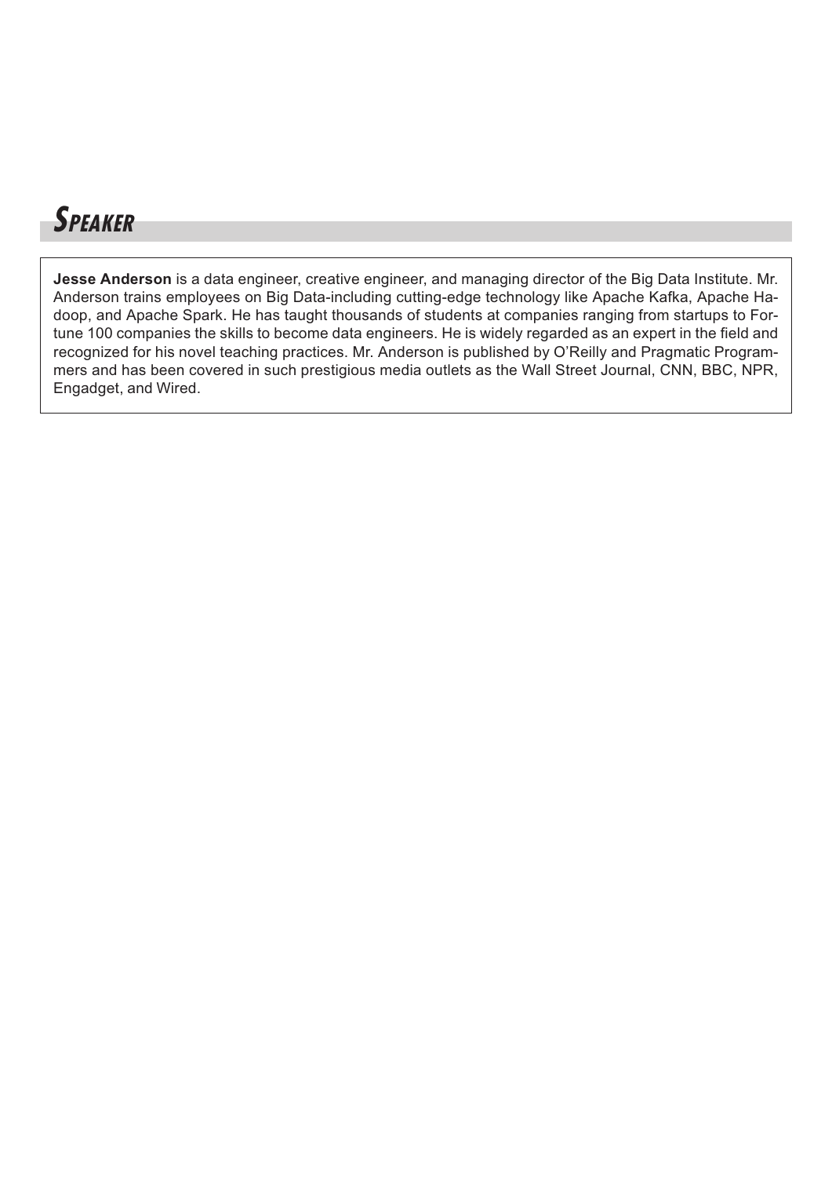## SPEAKER

**Jesse Anderson** is a data engineer, creative engineer, and managing director of the Big Data Institute. Mr. Anderson trains employees on Big Data-including cutting-edge technology like Apache Kafka, Apache Hadoop, and Apache Spark. He has taught thousands of students at companies ranging from startups to Fortune 100 companies the skills to become data engineers. He is widely regarded as an expert in the field and recognized for his novel teaching practices. Mr. Anderson is published by O'Reilly and Pragmatic Programmers and has been covered in such prestigious media outlets as the Wall Street Journal, CNN, BBC, NPR, Engadget, and Wired.